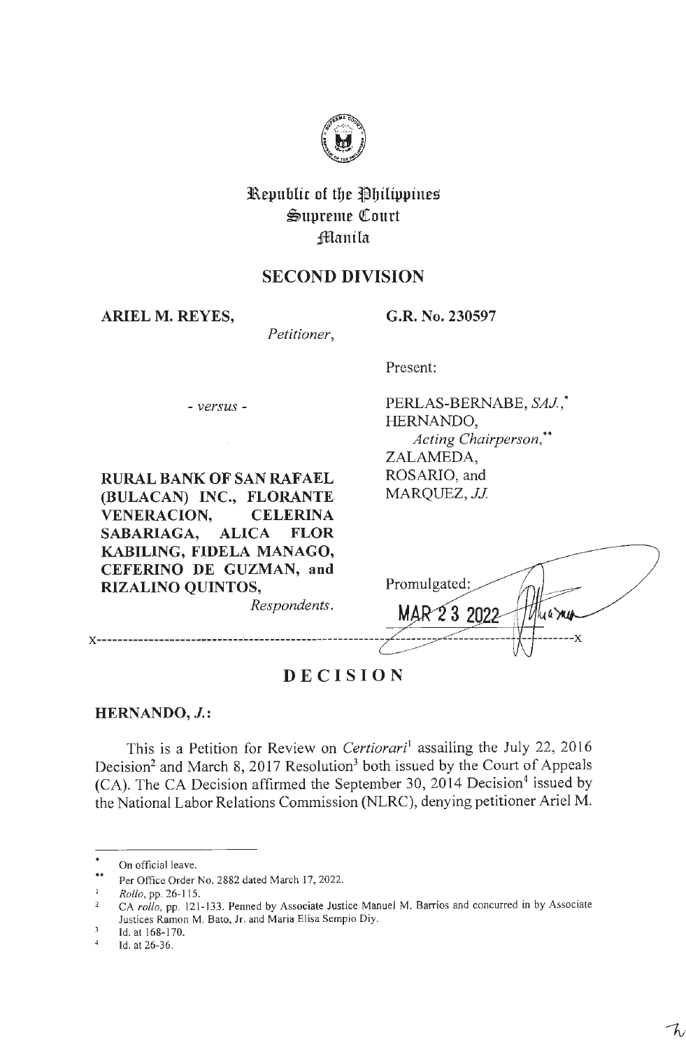Republic of the Philippines
Supreme Court
Manila

## SECOND DIVISION

**ARIEL M. REYES,**
*Petitioner,*

- *versus* -

**RURAL BANK OF SAN RAFAEL (BULACAN) INC., FLORANTE VENERACION, CELERINA SABARIAGA, ALICA FLOR KABILING, FIDELA MANAGO, CEFERINO DE GUZMAN, and RIZALINO QUINTOS,**
*Respondents.*

**G.R. No. 230597**

Present:

PERLAS-BERNABE, *SAJ.*,[*]
HERNANDO,
*Acting Chairperson,*[**]
ZALAMEDA,
ROSARIO, and
MARQUEZ, *JJ.*

Promulgated:
MAR 23 2022

x-----------------------------------------------------------------------------------x

# DECISION

**HERNANDO, *J.*:**

This is a Petition for Review on *Certiorari*[1] assailing the July 22, 2016 Decision[2] and March 8, 2017 Resolution[3] both issued by the Court of Appeals (CA). The CA Decision affirmed the September 30, 2014 Decision[4] issued by the National Labor Relations Commission (NLRC), denying petitioner Ariel M.

---

[*] On official leave.

[**] Per Office Order No. 2882 dated March 17, 2022.

[1] *Rollo*, pp. 26-115.

[2] CA *rollo*, pp. 121-133. Penned by Associate Justice Manuel M. Barrios and concurred in by Associate Justices Ramon M. Bato, Jr. and Maria Elisa Sempio Diy.

[3] Id. at 168-170.

[4] Id. at 26-36.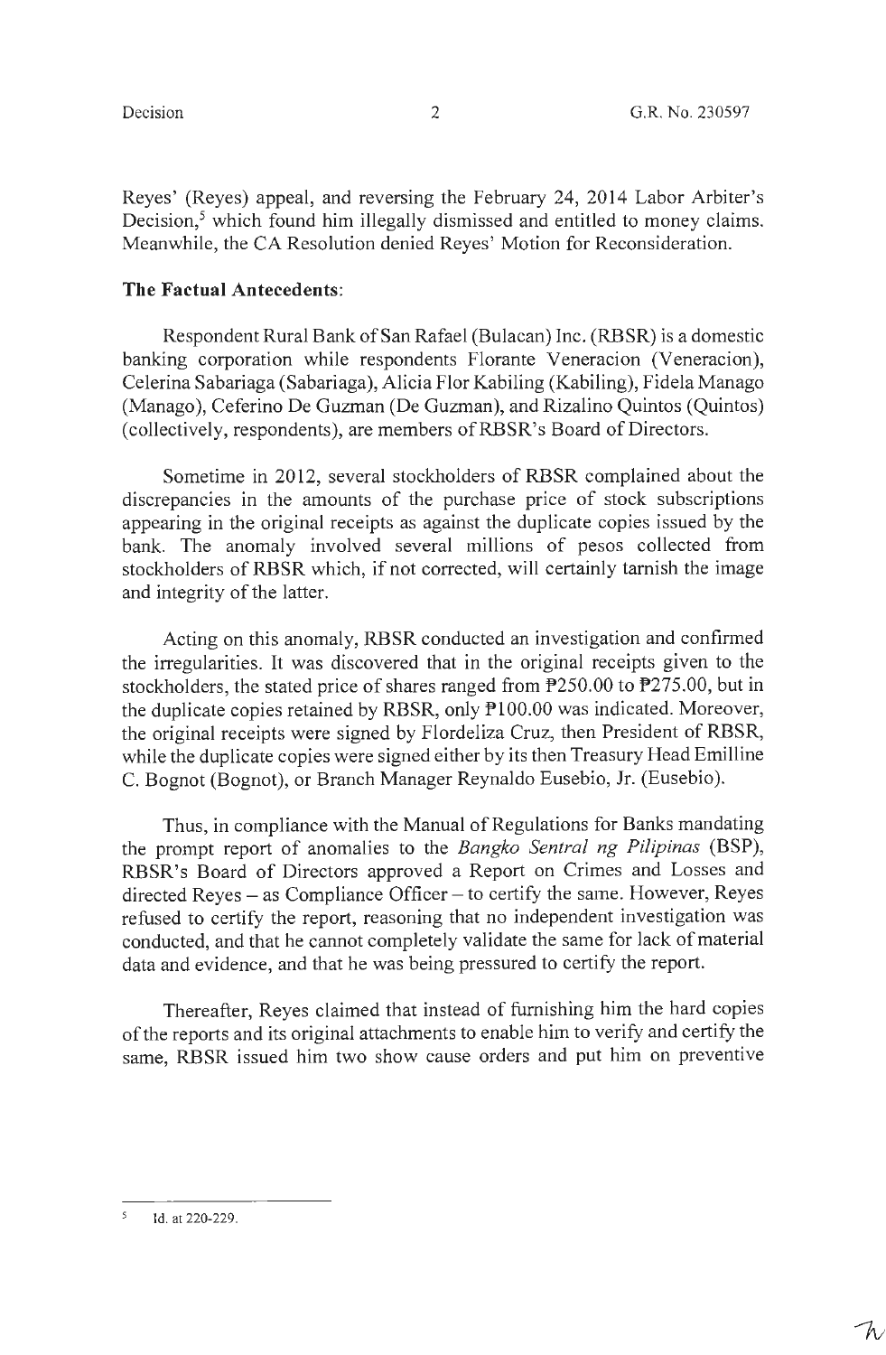Reyes' (Reyes) appeal, and reversing the February 24, 2014 Labor Arbiter's Decision,[5] which found him illegally dismissed and entitled to money claims. Meanwhile, the CA Resolution denied Reyes' Motion for Reconsideration.

**The Factual Antecedents**:

Respondent Rural Bank of San Rafael (Bulacan) Inc. (RBSR) is a domestic banking corporation while respondents Florante Veneracion (Veneracion), Celerina Sabariaga (Sabariaga), Alicia Flor Kabiling (Kabiling), Fidela Manago (Manago), Ceferino De Guzman (De Guzman), and Rizalino Quintos (Quintos) (collectively, respondents), are members of RBSR's Board of Directors.

Sometime in 2012, several stockholders of RBSR complained about the discrepancies in the amounts of the purchase price of stock subscriptions appearing in the original receipts as against the duplicate copies issued by the bank. The anomaly involved several millions of pesos collected from stockholders of RBSR which, if not corrected, will certainly tarnish the image and integrity of the latter.

Acting on this anomaly, RBSR conducted an investigation and confirmed the irregularities. It was discovered that in the original receipts given to the stockholders, the stated price of shares ranged from ₱250.00 to ₱275.00, but in the duplicate copies retained by RBSR, only ₱100.00 was indicated. Moreover, the original receipts were signed by Flordeliza Cruz, then President of RBSR, while the duplicate copies were signed either by its then Treasury Head Emilline C. Bognot (Bognot), or Branch Manager Reynaldo Eusebio, Jr. (Eusebio).

Thus, in compliance with the Manual of Regulations for Banks mandating the prompt report of anomalies to the *Bangko Sentral ng Pilipinas* (BSP), RBSR's Board of Directors approved a Report on Crimes and Losses and directed Reyes – as Compliance Officer – to certify the same. However, Reyes refused to certify the report, reasoning that no independent investigation was conducted, and that he cannot completely validate the same for lack of material data and evidence, and that he was being pressured to certify the report.

Thereafter, Reyes claimed that instead of furnishing him the hard copies of the reports and its original attachments to enable him to verify and certify the same, RBSR issued him two show cause orders and put him on preventive

---

[5] Id. at 220-229.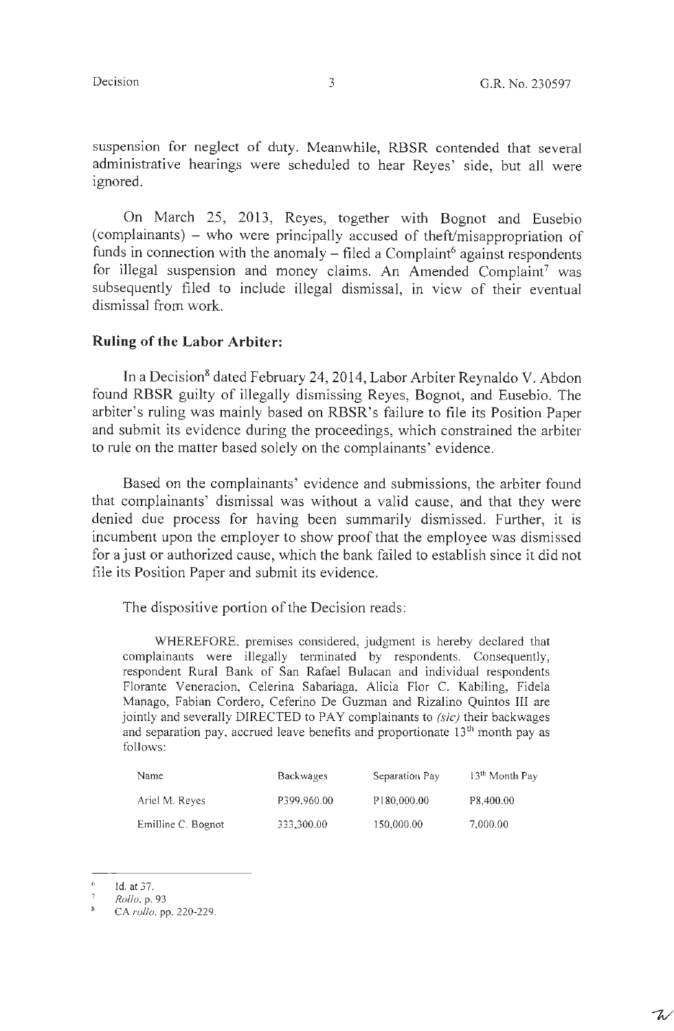suspension for neglect of duty. Meanwhile, RBSR contended that several administrative hearings were scheduled to hear Reyes' side, but all were ignored.

On March 25, 2013, Reyes, together with Bognot and Eusebio (complainants) – who were principally accused of theft/misappropriation of funds in connection with the anomaly – filed a Complaint[6] against respondents for illegal suspension and money claims. An Amended Complaint[7] was subsequently filed to include illegal dismissal, in view of their eventual dismissal from work.

**Ruling of the Labor Arbiter:**

In a Decision[8] dated February 24, 2014, Labor Arbiter Reynaldo V. Abdon found RBSR guilty of illegally dismissing Reyes, Bognot, and Eusebio. The arbiter's ruling was mainly based on RBSR's failure to file its Position Paper and submit its evidence during the proceedings, which constrained the arbiter to rule on the matter based solely on the complainants' evidence.

Based on the complainants' evidence and submissions, the arbiter found that complainants' dismissal was without a valid cause, and that they were denied due process for having been summarily dismissed. Further, it is incumbent upon the employer to show proof that the employee was dismissed for a just or authorized cause, which the bank failed to establish since it did not file its Position Paper and submit its evidence.

The dispositive portion of the Decision reads:

> WHEREFORE, premises considered, judgment is hereby declared that complainants were illegally terminated by respondents. Consequently, respondent Rural Bank of San Rafael Bulacan and individual respondents Florante Veneracion, Celerina Sabariaga, Alicia Flor C. Kabiling, Fidela Manago, Fabian Cordero, Ceferino De Guzman and Rizalino Quintos III are jointly and severally DIRECTED to PAY complainants to *(sic)* their backwages and separation pay, accrued leave benefits and proportionate 13th month pay as follows:

| Name | Backwages | Separation Pay | 13th Month Pay |
|---|---|---|---|
| Ariel M. Reyes | P399,960.00 | P180,000.00 | P8,400.00 |
| Emilline C. Bognot | 333,300.00 | 150,000.00 | 7,000.00 |

---

[6] Id. at 37.

[7] *Rollo*, p. 93

[8] CA *rollo*, pp. 220-229.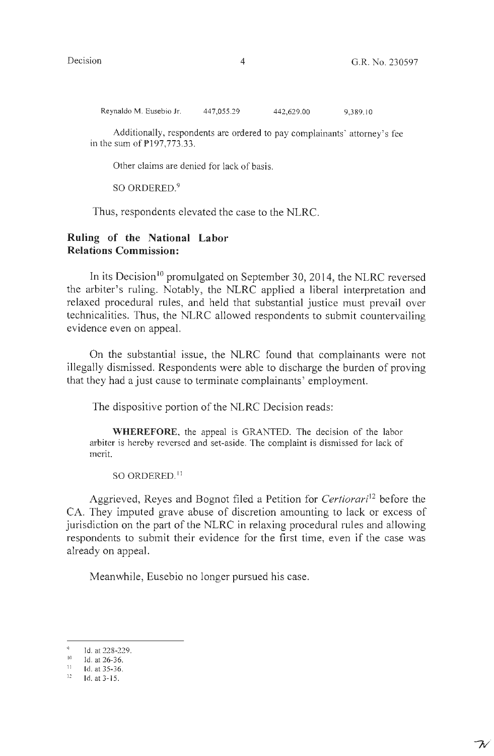| Reynaldo M. Eusebio Jr. | 447,055.29 | 442,629.00 | 9,389.10 |
|---|---|---|---|

Additionally, respondents are ordered to pay complainants' attorney's fee in the sum of ₱197,773.33.

Other claims are denied for lack of basis.

SO ORDERED.[9]

Thus, respondents elevated the case to the NLRC.

**Ruling of the National Labor Relations Commission:**

In its Decision[10] promulgated on September 30, 2014, the NLRC reversed the arbiter's ruling. Notably, the NLRC applied a liberal interpretation and relaxed procedural rules, and held that substantial justice must prevail over technicalities. Thus, the NLRC allowed respondents to submit countervailing evidence even on appeal.

On the substantial issue, the NLRC found that complainants were not illegally dismissed. Respondents were able to discharge the burden of proving that they had a just cause to terminate complainants' employment.

The dispositive portion of the NLRC Decision reads:

**WHEREFORE**, the appeal is GRANTED. The decision of the labor arbiter is hereby reversed and set-aside. The complaint is dismissed for lack of merit.

SO ORDERED.[11]

Aggrieved, Reyes and Bognot filed a Petition for *Certiorari*[12] before the CA. They imputed grave abuse of discretion amounting to lack or excess of jurisdiction on the part of the NLRC in relaxing procedural rules and allowing respondents to submit their evidence for the first time, even if the case was already on appeal.

Meanwhile, Eusebio no longer pursued his case.

---

[9] Id. at 228-229.

[10] Id. at 26-36.

[11] Id. at 35-36.

[12] Id. at 3-15.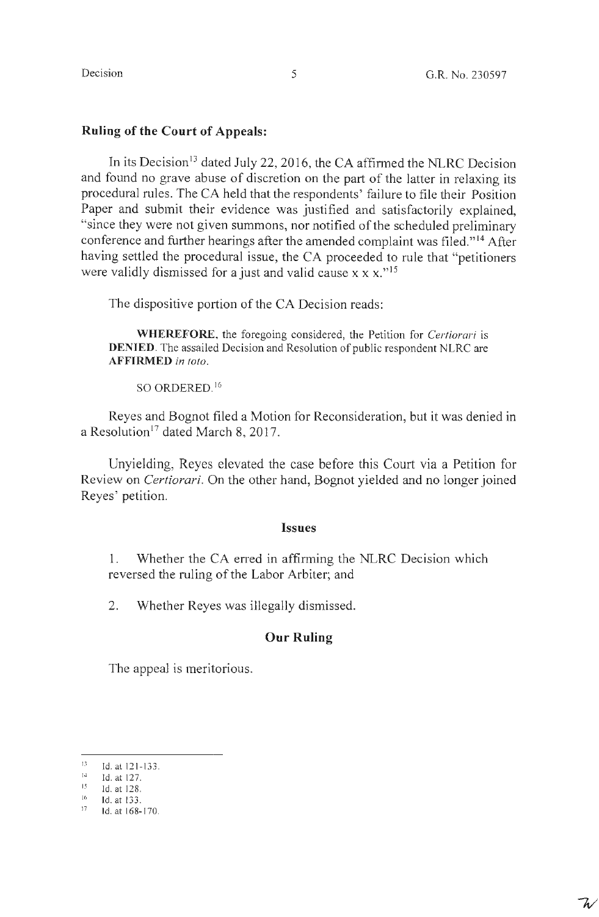**Ruling of the Court of Appeals:**

In its Decision[13] dated July 22, 2016, the CA affirmed the NLRC Decision and found no grave abuse of discretion on the part of the latter in relaxing its procedural rules. The CA held that the respondents' failure to file their Position Paper and submit their evidence was justified and satisfactorily explained, "since they were not given summons, nor notified of the scheduled preliminary conference and further hearings after the amended complaint was filed."[14] After having settled the procedural issue, the CA proceeded to rule that "petitioners were validly dismissed for a just and valid cause x x x."[15]

The dispositive portion of the CA Decision reads:

> **WHEREFORE**, the foregoing considered, the Petition for *Certiorari* is **DENIED**. The assailed Decision and Resolution of public respondent NLRC are **AFFIRMED** *in toto*.
>
> SO ORDERED.[16]

Reyes and Bognot filed a Motion for Reconsideration, but it was denied in a Resolution[17] dated March 8, 2017.

Unyielding, Reyes elevated the case before this Court via a Petition for Review on *Certiorari*. On the other hand, Bognot yielded and no longer joined Reyes' petition.

## Issues

1. Whether the CA erred in affirming the NLRC Decision which reversed the ruling of the Labor Arbiter; and

2. Whether Reyes was illegally dismissed.

## Our Ruling

The appeal is meritorious.

---

[13] Id. at 121-133.

[14] Id. at 127.

[15] Id. at 128.

[16] Id. at 133.

[17] Id. at 168-170.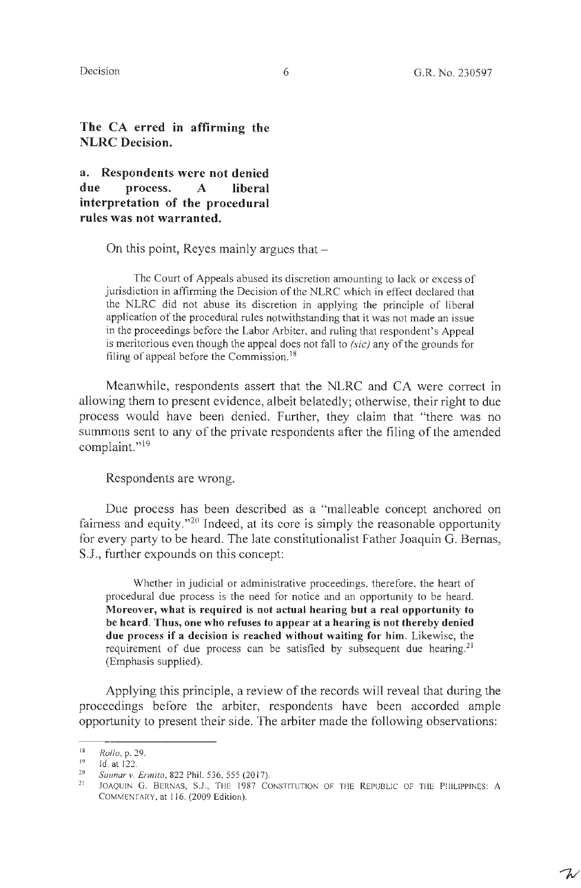**The CA erred in affirming the NLRC Decision.**

**a. Respondents were not denied due process. A liberal interpretation of the procedural rules was not warranted.**

On this point, Reyes mainly argues that –

> The Court of Appeals abused its discretion amounting to lack or excess of jurisdiction in affirming the Decision of the NLRC which in effect declared that the NLRC did not abuse its discretion in applying the principle of liberal application of the procedural rules notwithstanding that it was not made an issue in the proceedings before the Labor Arbiter, and ruling that respondent's Appeal is meritorious even though the appeal does not fall to *(sic)* any of the grounds for filing of appeal before the Commission.[18]

Meanwhile, respondents assert that the NLRC and CA were correct in allowing them to present evidence, albeit belatedly; otherwise, their right to due process would have been denied. Further, they claim that "there was no summons sent to any of the private respondents after the filing of the amended complaint."[19]

Respondents are wrong.

Due process has been described as a "malleable concept anchored on fairness and equity."[20] Indeed, at its core is simply the reasonable opportunity for every party to be heard. The late constitutionalist Father Joaquin G. Bernas, S.J., further expounds on this concept:

> Whether in judicial or administrative proceedings, therefore, the heart of procedural due process is the need for notice and an opportunity to be heard. **Moreover, what is required is not actual hearing but a real opportunity to be heard. Thus, one who refuses to appear at a hearing is not thereby denied due process if a decision is reached without waiting for him.** Likewise, the requirement of due process can be satisfied by subsequent due hearing.[21] (Emphasis supplied).

Applying this principle, a review of the records will reveal that during the proceedings before the arbiter, respondents have been accorded ample opportunity to present their side. The arbiter made the following observations:

---

[18] *Rollo*, p. 29.

[19] Id. at 122.

[20] *Saunar v. Ermita*, 822 Phil. 536, 555 (2017).

[21] JOAQUIN G. BERNAS, S.J., THE 1987 CONSTITUTION OF THE REPUBLIC OF THE PHILIPPINES: A COMMENTARY, at 116. (2009 Edition).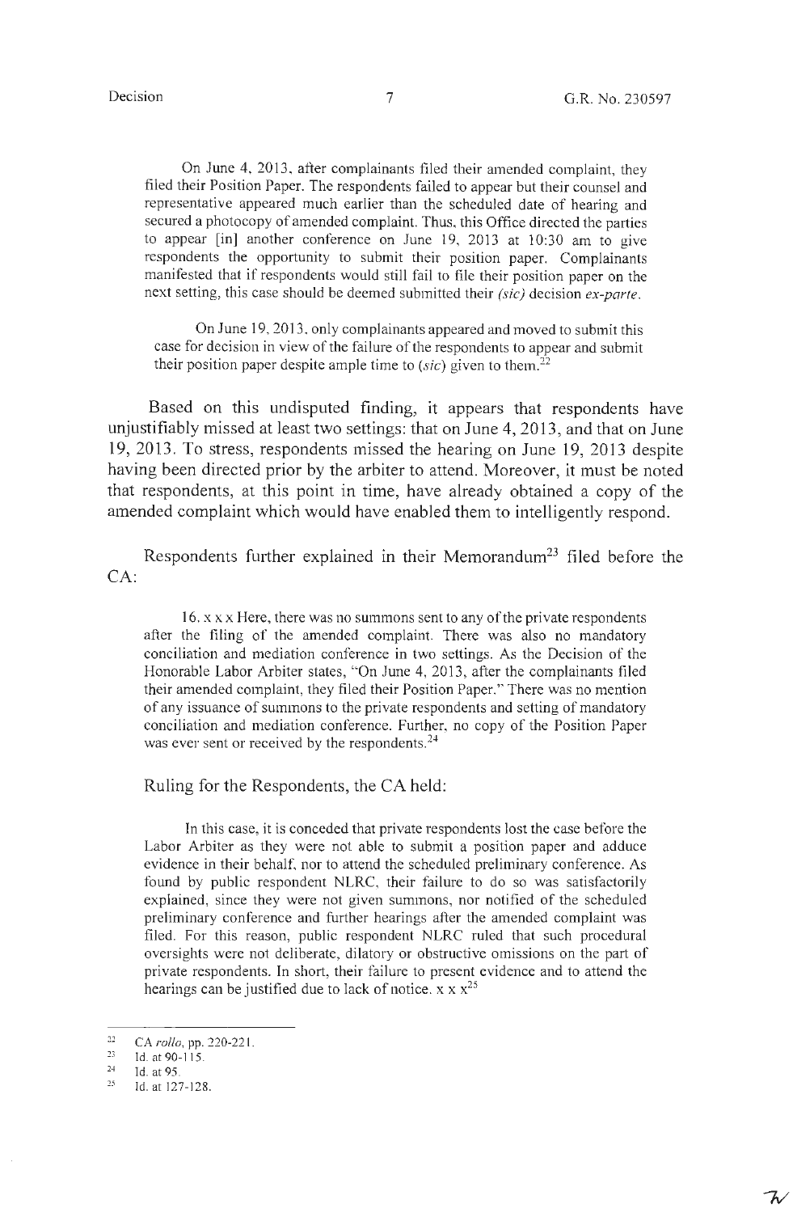On June 4, 2013, after complainants filed their amended complaint, they filed their Position Paper. The respondents failed to appear but their counsel and representative appeared much earlier than the scheduled date of hearing and secured a photocopy of amended complaint. Thus, this Office directed the parties to appear [in] another conference on June 19, 2013 at 10:30 am to give respondents the opportunity to submit their position paper. Complainants manifested that if respondents would still fail to file their position paper on the next setting, this case should be deemed submitted their *(sic)* decision *ex-parte*.

On June 19, 2013, only complainants appeared and moved to submit this case for decision in view of the failure of the respondents to appear and submit their position paper despite ample time to (*sic*) given to them.[22]

Based on this undisputed finding, it appears that respondents have unjustifiably missed at least two settings: that on June 4, 2013, and that on June 19, 2013. To stress, respondents missed the hearing on June 19, 2013 despite having been directed prior by the arbiter to attend. Moreover, it must be noted that respondents, at this point in time, have already obtained a copy of the amended complaint which would have enabled them to intelligently respond.

Respondents further explained in their Memorandum[23] filed before the CA:

16. x x x Here, there was no summons sent to any of the private respondents after the filing of the amended complaint. There was also no mandatory conciliation and mediation conference in two settings. As the Decision of the Honorable Labor Arbiter states, "On June 4, 2013, after the complainants filed their amended complaint, they filed their Position Paper." There was no mention of any issuance of summons to the private respondents and setting of mandatory conciliation and mediation conference. Further, no copy of the Position Paper was ever sent or received by the respondents.[24]

Ruling for the Respondents, the CA held:

In this case, it is conceded that private respondents lost the case before the Labor Arbiter as they were not able to submit a position paper and adduce evidence in their behalf, nor to attend the scheduled preliminary conference. As found by public respondent NLRC, their failure to do so was satisfactorily explained, since they were not given summons, nor notified of the scheduled preliminary conference and further hearings after the amended complaint was filed. For this reason, public respondent NLRC ruled that such procedural oversights were not deliberate, dilatory or obstructive omissions on the part of private respondents. In short, their failure to present evidence and to attend the hearings can be justified due to lack of notice. x x x[25]

---

[22] CA *rollo*, pp. 220-221.

[23] Id. at 90-115.

[24] Id. at 95.

[25] Id. at 127-128.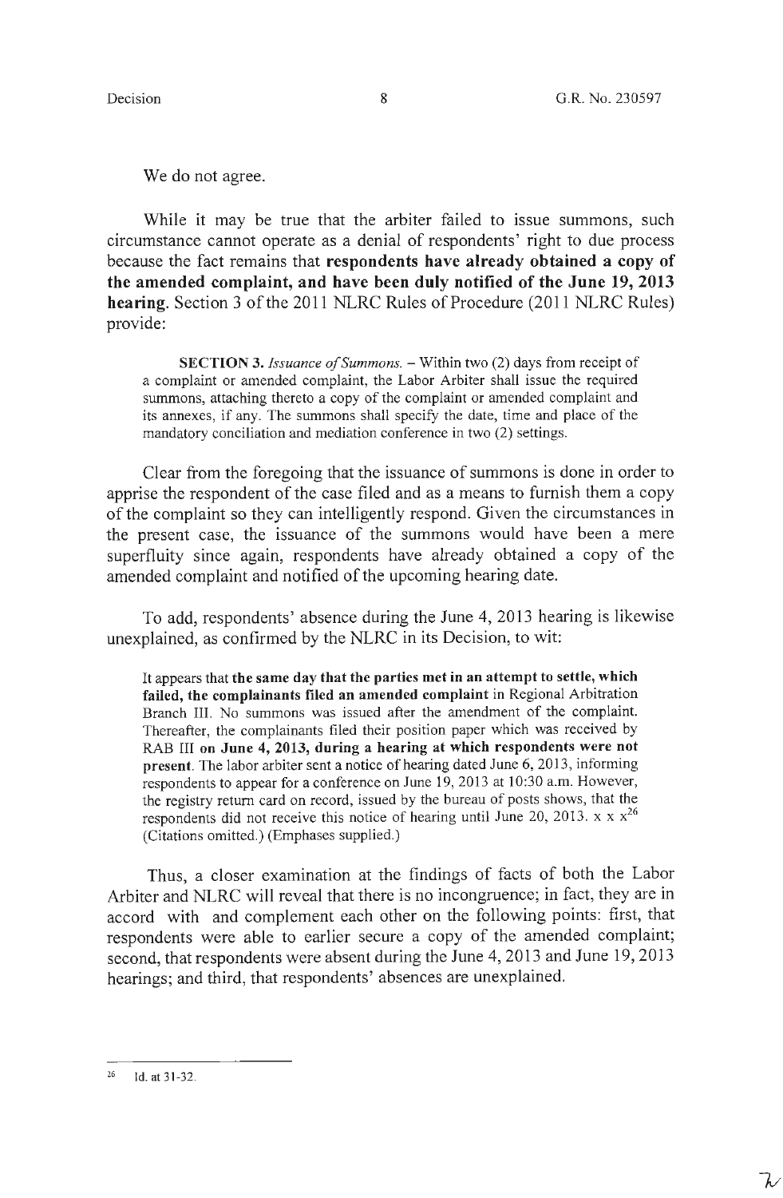We do not agree.

While it may be true that the arbiter failed to issue summons, such circumstance cannot operate as a denial of respondents' right to due process because the fact remains that **respondents have already obtained a copy of the amended complaint, and have been duly notified of the June 19, 2013 hearing**. Section 3 of the 2011 NLRC Rules of Procedure (2011 NLRC Rules) provide:

> **SECTION 3.** *Issuance of Summons.* – Within two (2) days from receipt of a complaint or amended complaint, the Labor Arbiter shall issue the required summons, attaching thereto a copy of the complaint or amended complaint and its annexes, if any. The summons shall specify the date, time and place of the mandatory conciliation and mediation conference in two (2) settings.

Clear from the foregoing that the issuance of summons is done in order to apprise the respondent of the case filed and as a means to furnish them a copy of the complaint so they can intelligently respond. Given the circumstances in the present case, the issuance of the summons would have been a mere superfluity since again, respondents have already obtained a copy of the amended complaint and notified of the upcoming hearing date.

To add, respondents' absence during the June 4, 2013 hearing is likewise unexplained, as confirmed by the NLRC in its Decision, to wit:

> It appears that **the same day that the parties met in an attempt to settle, which failed, the complainants filed an amended complaint** in Regional Arbitration Branch III. No summons was issued after the amendment of the complaint. Thereafter, the complainants filed their position paper which was received by RAB III **on June 4, 2013, during a hearing at which respondents were not present**. The labor arbiter sent a notice of hearing dated June 6, 2013, informing respondents to appear for a conference on June 19, 2013 at 10:30 a.m. However, the registry return card on record, issued by the bureau of posts shows, that the respondents did not receive this notice of hearing until June 20, 2013. x x x[26] (Citations omitted.) (Emphases supplied.)

Thus, a closer examination at the findings of facts of both the Labor Arbiter and NLRC will reveal that there is no incongruence; in fact, they are in accord with and complement each other on the following points: first, that respondents were able to earlier secure a copy of the amended complaint; second, that respondents were absent during the June 4, 2013 and June 19, 2013 hearings; and third, that respondents' absences are unexplained.

---

[26] Id. at 31-32.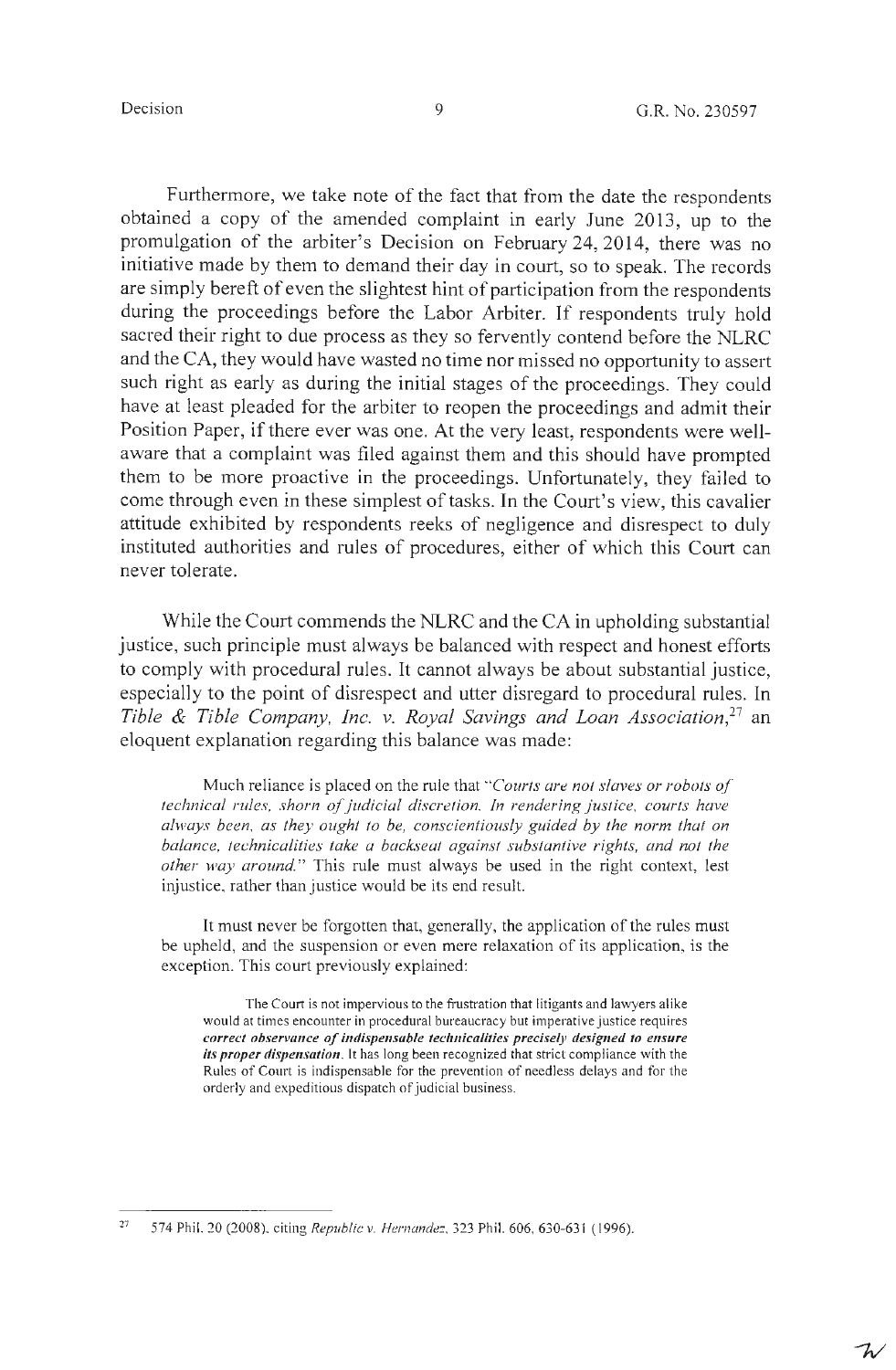Furthermore, we take note of the fact that from the date the respondents obtained a copy of the amended complaint in early June 2013, up to the promulgation of the arbiter's Decision on February 24, 2014, there was no initiative made by them to demand their day in court, so to speak. The records are simply bereft of even the slightest hint of participation from the respondents during the proceedings before the Labor Arbiter. If respondents truly hold sacred their right to due process as they so fervently contend before the NLRC and the CA, they would have wasted no time nor missed no opportunity to assert such right as early as during the initial stages of the proceedings. They could have at least pleaded for the arbiter to reopen the proceedings and admit their Position Paper, if there ever was one. At the very least, respondents were well-aware that a complaint was filed against them and this should have prompted them to be more proactive in the proceedings. Unfortunately, they failed to come through even in these simplest of tasks. In the Court's view, this cavalier attitude exhibited by respondents reeks of negligence and disrespect to duly instituted authorities and rules of procedures, either of which this Court can never tolerate.

While the Court commends the NLRC and the CA in upholding substantial justice, such principle must always be balanced with respect and honest efforts to comply with procedural rules. It cannot always be about substantial justice, especially to the point of disrespect and utter disregard to procedural rules. In *Tible & Tible Company, Inc. v. Royal Savings and Loan Association*,[27] an eloquent explanation regarding this balance was made:

> Much reliance is placed on the rule that "*Courts are not slaves or robots of technical rules, shorn of judicial discretion. In rendering justice, courts have always been, as they ought to be, conscientiously guided by the norm that on balance, technicalities take a backseat against substantive rights, and not the other way around.*" This rule must always be used in the right context, lest injustice, rather than justice would be its end result.
>
> It must never be forgotten that, generally, the application of the rules must be upheld, and the suspension or even mere relaxation of its application, is the exception. This court previously explained:
>
> > The Court is not impervious to the frustration that litigants and lawyers alike would at times encounter in procedural bureaucracy but imperative justice requires ***correct observance of indispensable technicalities precisely designed to ensure its proper dispensation.*** It has long been recognized that strict compliance with the Rules of Court is indispensable for the prevention of needless delays and for the orderly and expeditious dispatch of judicial business.

---

[27] 574 Phil. 20 (2008), citing *Republic v. Hernandez*, 323 Phil. 606, 630-631 (1996).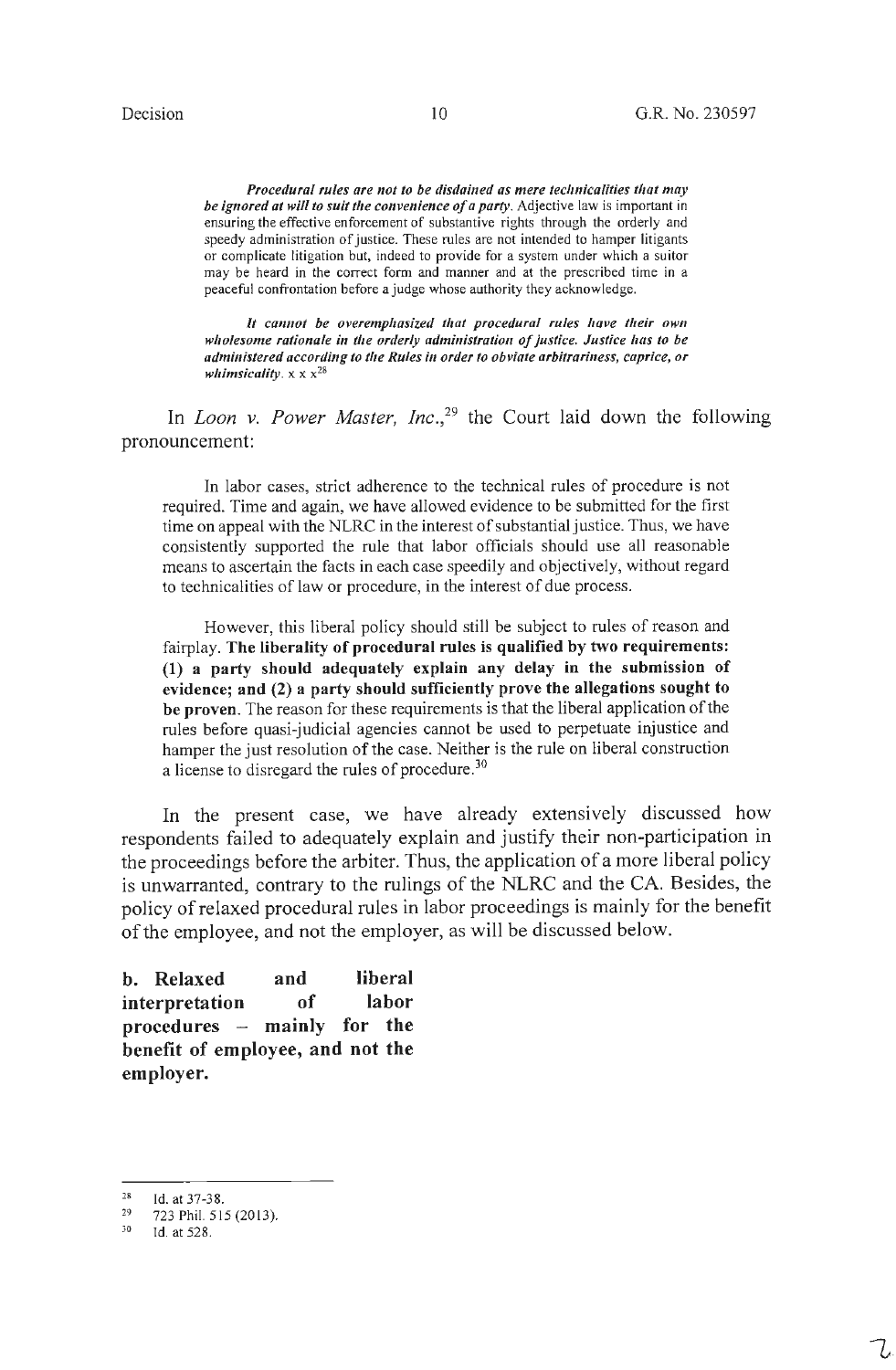> ***Procedural rules are not to be disdained as mere technicalities that may be ignored at will to suit the convenience of a party.*** Adjective law is important in ensuring the effective enforcement of substantive rights through the orderly and speedy administration of justice. These rules are not intended to hamper litigants or complicate litigation but, indeed to provide for a system under which a suitor may be heard in the correct form and manner and at the prescribed time in a peaceful confrontation before a judge whose authority they acknowledge.
>
> ***It cannot be overemphasized that procedural rules have their own wholesome rationale in the orderly administration of justice. Justice has to be administered according to the Rules in order to obviate arbitrariness, caprice, or whimsicality.*** x x x[28]

In *Loon v. Power Master, Inc.*,[29] the Court laid down the following pronouncement:

> In labor cases, strict adherence to the technical rules of procedure is not required. Time and again, we have allowed evidence to be submitted for the first time on appeal with the NLRC in the interest of substantial justice. Thus, we have consistently supported the rule that labor officials should use all reasonable means to ascertain the facts in each case speedily and objectively, without regard to technicalities of law or procedure, in the interest of due process.
>
> However, this liberal policy should still be subject to rules of reason and fairplay. **The liberality of procedural rules is qualified by two requirements: (1) a party should adequately explain any delay in the submission of evidence; and (2) a party should sufficiently prove the allegations sought to be proven.** The reason for these requirements is that the liberal application of the rules before quasi-judicial agencies cannot be used to perpetuate injustice and hamper the just resolution of the case. Neither is the rule on liberal construction a license to disregard the rules of procedure.[30]

In the present case, we have already extensively discussed how respondents failed to adequately explain and justify their non-participation in the proceedings before the arbiter. Thus, the application of a more liberal policy is unwarranted, contrary to the rulings of the NLRC and the CA. Besides, the policy of relaxed procedural rules in labor proceedings is mainly for the benefit of the employee, and not the employer, as will be discussed below.

**b. Relaxed and liberal interpretation of labor procedures – mainly for the benefit of employee, and not the employer.**

---

[28] Id. at 37-38.

[29] 723 Phil. 515 (2013).

[30] Id. at 528.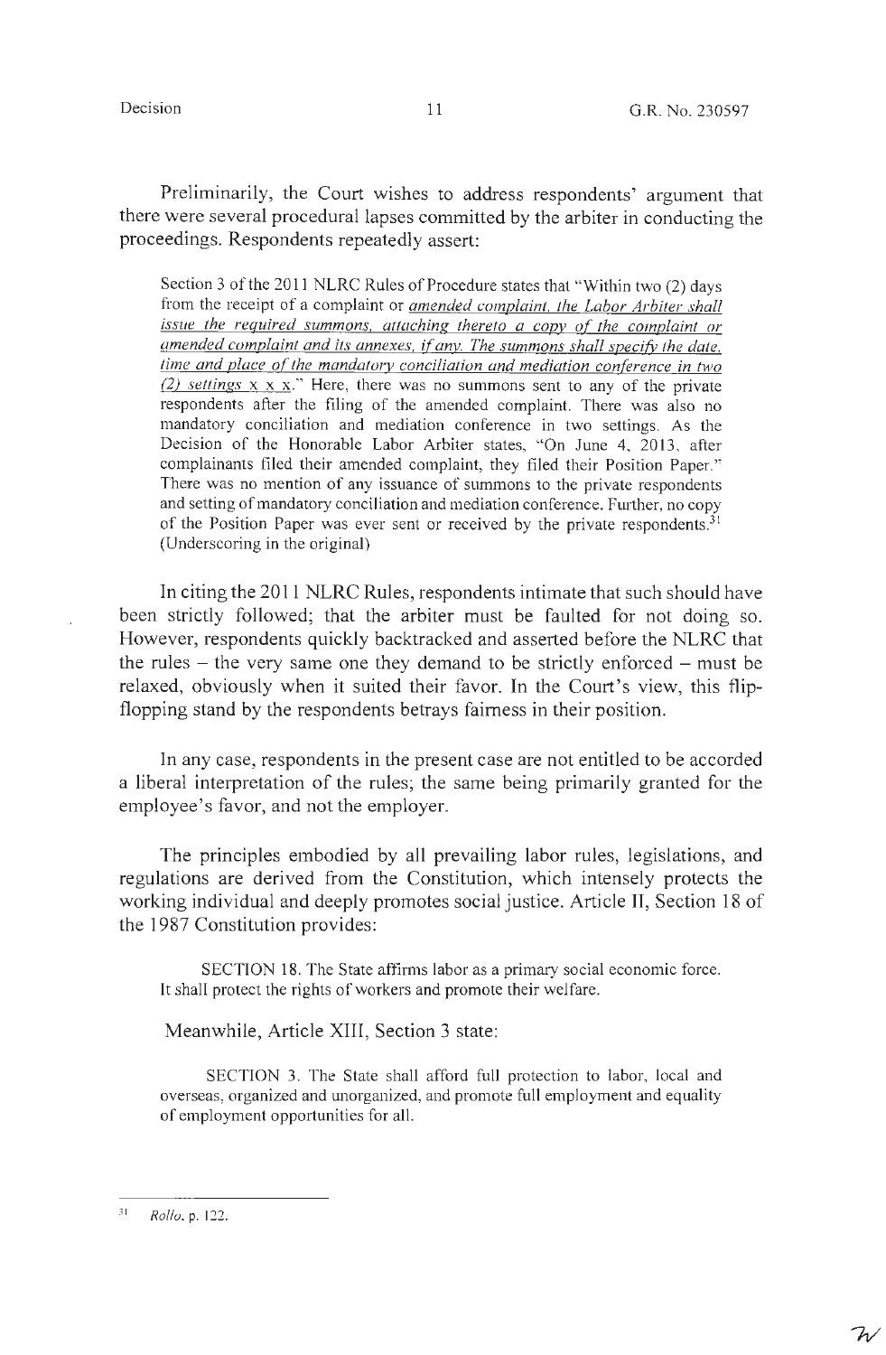Preliminarily, the Court wishes to address respondents' argument that there were several procedural lapses committed by the arbiter in conducting the proceedings. Respondents repeatedly assert:

> Section 3 of the 2011 NLRC Rules of Procedure states that "Within two (2) days from the receipt of a complaint or <u>*amended complaint, the Labor Arbiter shall issue the required summons, attaching thereto a copy of the complaint or amended complaint and its annexes, if any. The summons shall specify the date, time and place of the mandatory conciliation and mediation conference in two (2) settings*</u> x x x." Here, there was no summons sent to any of the private respondents after the filing of the amended complaint. There was also no mandatory conciliation and mediation conference in two settings. As the Decision of the Honorable Labor Arbiter states, "On June 4, 2013, after complainants filed their amended complaint, they filed their Position Paper." There was no mention of any issuance of summons to the private respondents and setting of mandatory conciliation and mediation conference. Further, no copy of the Position Paper was ever sent or received by the private respondents.[31] (Underscoring in the original)

In citing the 2011 NLRC Rules, respondents intimate that such should have been strictly followed; that the arbiter must be faulted for not doing so. However, respondents quickly backtracked and asserted before the NLRC that the rules – the very same one they demand to be strictly enforced – must be relaxed, obviously when it suited their favor. In the Court's view, this flip-flopping stand by the respondents betrays fairness in their position.

In any case, respondents in the present case are not entitled to be accorded a liberal interpretation of the rules; the same being primarily granted for the employee's favor, and not the employer.

The principles embodied by all prevailing labor rules, legislations, and regulations are derived from the Constitution, which intensely protects the working individual and deeply promotes social justice. Article II, Section 18 of the 1987 Constitution provides:

> SECTION 18. The State affirms labor as a primary social economic force. It shall protect the rights of workers and promote their welfare.

Meanwhile, Article XIII, Section 3 state:

> SECTION 3. The State shall afford full protection to labor, local and overseas, organized and unorganized, and promote full employment and equality of employment opportunities for all.

---

[31] *Rollo*, p. 122.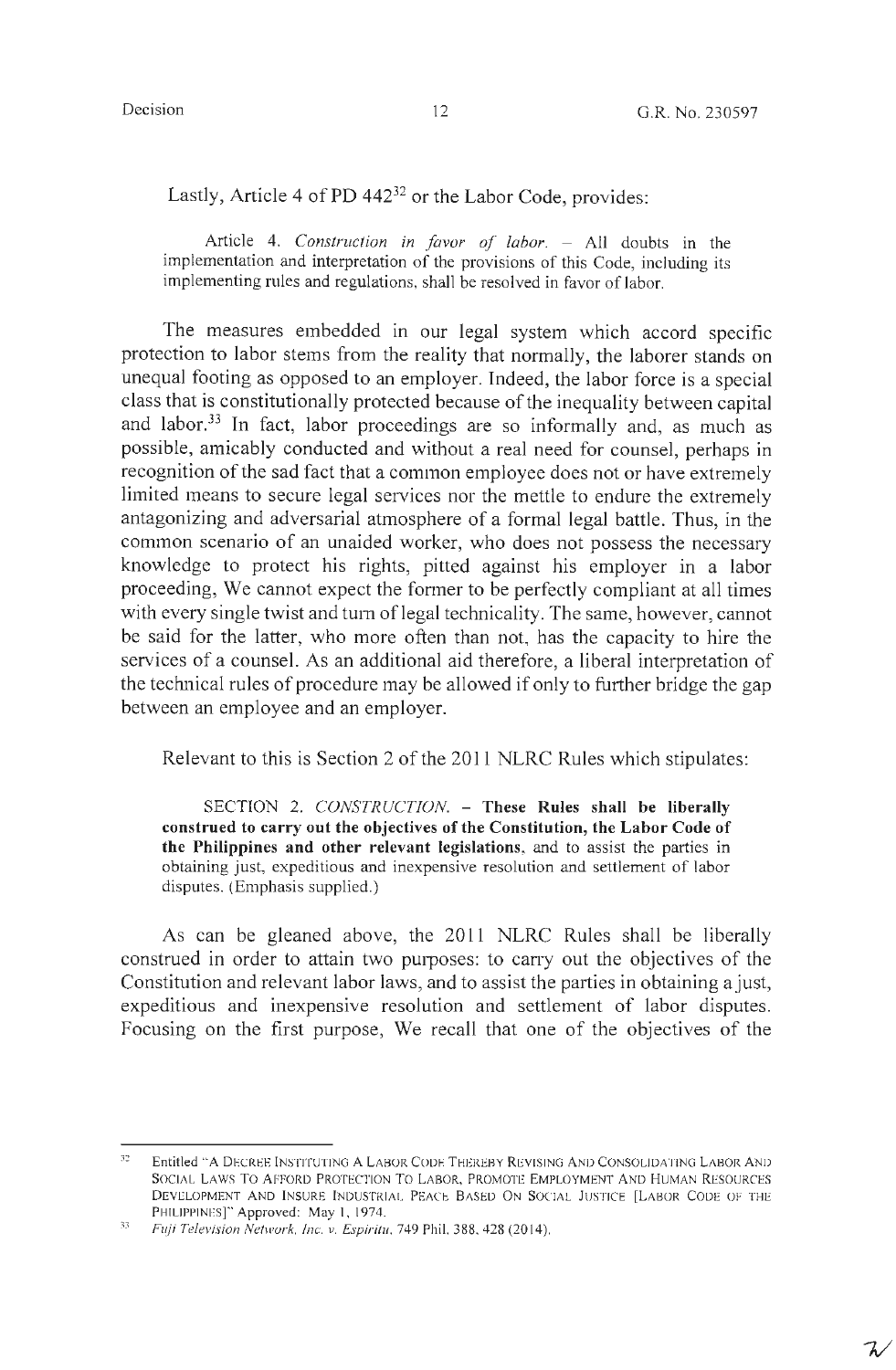Lastly, Article 4 of PD 442[32] or the Labor Code, provides:

> Article 4. *Construction in favor of labor.* – All doubts in the implementation and interpretation of the provisions of this Code, including its implementing rules and regulations, shall be resolved in favor of labor.

The measures embedded in our legal system which accord specific protection to labor stems from the reality that normally, the laborer stands on unequal footing as opposed to an employer. Indeed, the labor force is a special class that is constitutionally protected because of the inequality between capital and labor.[33] In fact, labor proceedings are so informally and, as much as possible, amicably conducted and without a real need for counsel, perhaps in recognition of the sad fact that a common employee does not or have extremely limited means to secure legal services nor the mettle to endure the extremely antagonizing and adversarial atmosphere of a formal legal battle. Thus, in the common scenario of an unaided worker, who does not possess the necessary knowledge to protect his rights, pitted against his employer in a labor proceeding, We cannot expect the former to be perfectly compliant at all times with every single twist and turn of legal technicality. The same, however, cannot be said for the latter, who more often than not, has the capacity to hire the services of a counsel. As an additional aid therefore, a liberal interpretation of the technical rules of procedure may be allowed if only to further bridge the gap between an employee and an employer.

Relevant to this is Section 2 of the 2011 NLRC Rules which stipulates:

> SECTION 2. *CONSTRUCTION.* – **These Rules shall be liberally construed to carry out the objectives of the Constitution, the Labor Code of the Philippines and other relevant legislations**, and to assist the parties in obtaining just, expeditious and inexpensive resolution and settlement of labor disputes. (Emphasis supplied.)

As can be gleaned above, the 2011 NLRC Rules shall be liberally construed in order to attain two purposes: to carry out the objectives of the Constitution and relevant labor laws, and to assist the parties in obtaining a just, expeditious and inexpensive resolution and settlement of labor disputes. Focusing on the first purpose, We recall that one of the objectives of the

---

[32] Entitled "A DECREE INSTITUTING A LABOR CODE THEREBY REVISING AND CONSOLIDATING LABOR AND SOCIAL LAWS TO AFFORD PROTECTION TO LABOR, PROMOTE EMPLOYMENT AND HUMAN RESOURCES DEVELOPMENT AND INSURE INDUSTRIAL PEACE BASED ON SOCIAL JUSTICE [LABOR CODE OF THE PHILIPPINES]" Approved: May 1, 1974.

[33] *Fuji Television Network, Inc. v. Espiritu*, 749 Phil. 388, 428 (2014).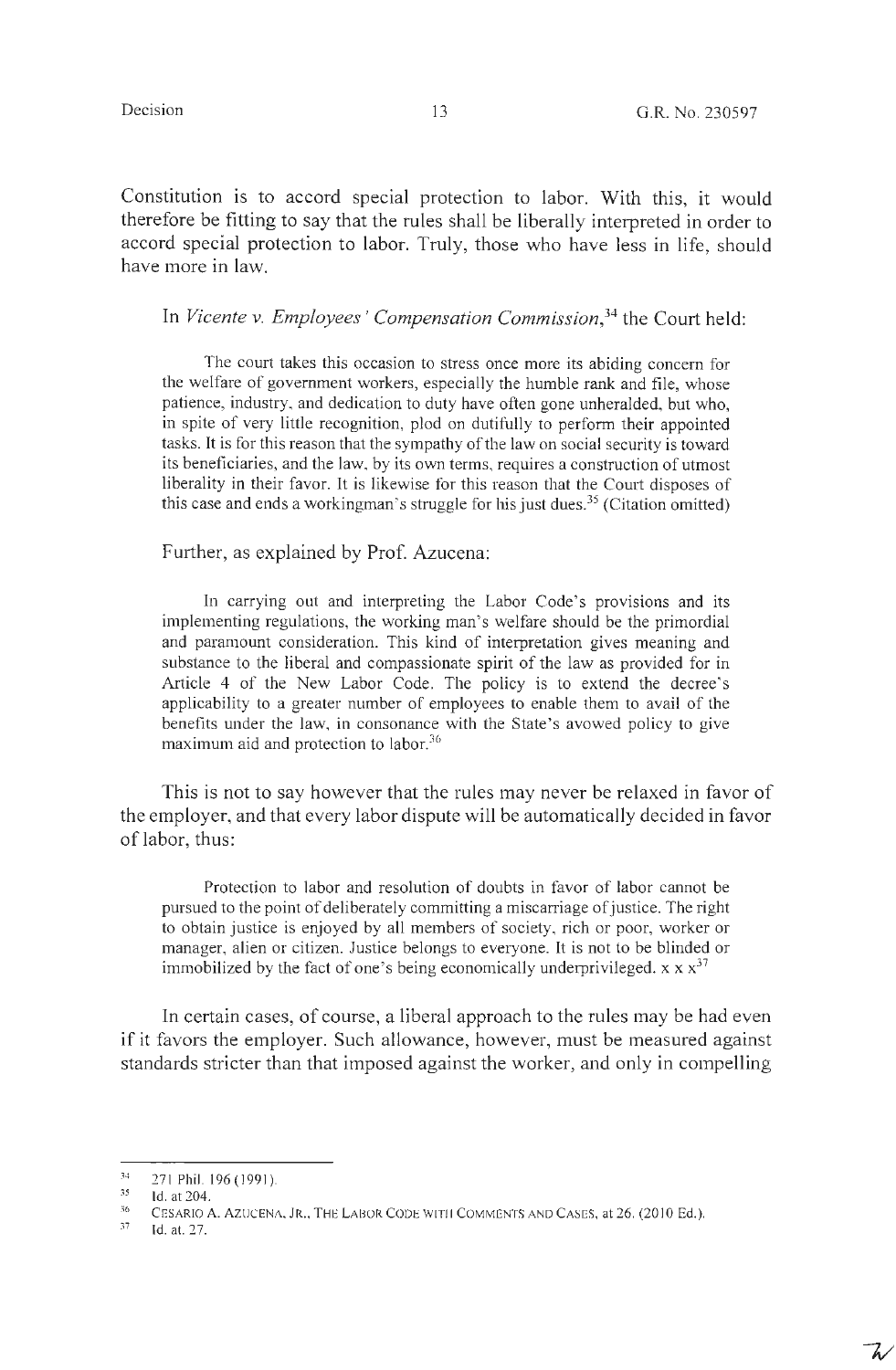Constitution is to accord special protection to labor. With this, it would therefore be fitting to say that the rules shall be liberally interpreted in order to accord special protection to labor. Truly, those who have less in life, should have more in law.

In *Vicente v. Employees' Compensation Commission*,[34] the Court held:

> The court takes this occasion to stress once more its abiding concern for the welfare of government workers, especially the humble rank and file, whose patience, industry, and dedication to duty have often gone unheralded, but who, in spite of very little recognition, plod on dutifully to perform their appointed tasks. It is for this reason that the sympathy of the law on social security is toward its beneficiaries, and the law, by its own terms, requires a construction of utmost liberality in their favor. It is likewise for this reason that the Court disposes of this case and ends a workingman's struggle for his just dues.[35] (Citation omitted)

Further, as explained by Prof. Azucena:

> In carrying out and interpreting the Labor Code's provisions and its implementing regulations, the working man's welfare should be the primordial and paramount consideration. This kind of interpretation gives meaning and substance to the liberal and compassionate spirit of the law as provided for in Article 4 of the New Labor Code. The policy is to extend the decree's applicability to a greater number of employees to enable them to avail of the benefits under the law, in consonance with the State's avowed policy to give maximum aid and protection to labor.[36]

This is not to say however that the rules may never be relaxed in favor of the employer, and that every labor dispute will be automatically decided in favor of labor, thus:

> Protection to labor and resolution of doubts in favor of labor cannot be pursued to the point of deliberately committing a miscarriage of justice. The right to obtain justice is enjoyed by all members of society, rich or poor, worker or manager, alien or citizen. Justice belongs to everyone. It is not to be blinded or immobilized by the fact of one's being economically underprivileged. x x x[37]

In certain cases, of course, a liberal approach to the rules may be had even if it favors the employer. Such allowance, however, must be measured against standards stricter than that imposed against the worker, and only in compelling

---

[34] 271 Phil. 196 (1991).

[35] Id. at 204.

[36] CESARIO A. AZUCENA, JR., THE LABOR CODE WITH COMMENTS AND CASES, at 26. (2010 Ed.).

[37] Id. at. 27.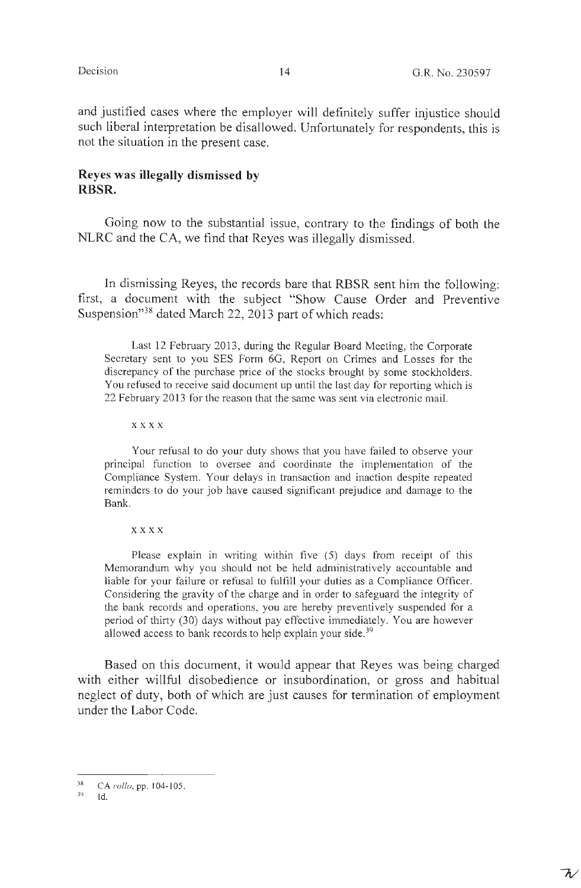and justified cases where the employer will definitely suffer injustice should such liberal interpretation be disallowed. Unfortunately for respondents, this is not the situation in the present case.

**Reyes was illegally dismissed by RBSR.**

Going now to the substantial issue, contrary to the findings of both the NLRC and the CA, we find that Reyes was illegally dismissed.

In dismissing Reyes, the records bare that RBSR sent him the following: first, a document with the subject "Show Cause Order and Preventive Suspension"[38] dated March 22, 2013 part of which reads:

> Last 12 February 2013, during the Regular Board Meeting, the Corporate Secretary sent to you SES Form 6G, Report on Crimes and Losses for the discrepancy of the purchase price of the stocks brought by some stockholders. You refused to receive said document up until the last day for reporting which is 22 February 2013 for the reason that the same was sent via electronic mail.
>
> x x x x
>
> Your refusal to do your duty shows that you have failed to observe your principal function to oversee and coordinate the implementation of the Compliance System. Your delays in transaction and inaction despite repeated reminders to do your job have caused significant prejudice and damage to the Bank.
>
> x x x x
>
> Please explain in writing within five (5) days from receipt of this Memorandum why you should not be held administratively accountable and liable for your failure or refusal to fulfill your duties as a Compliance Officer. Considering the gravity of the charge and in order to safeguard the integrity of the bank records and operations, you are hereby preventively suspended for a period of thirty (30) days without pay effective immediately. You are however allowed access to bank records to help explain your side.[39]

Based on this document, it would appear that Reyes was being charged with either willful disobedience or insubordination, or gross and habitual neglect of duty, both of which are just causes for termination of employment under the Labor Code.

---

[38] CA *rollo*, pp. 104-105.

[39] Id.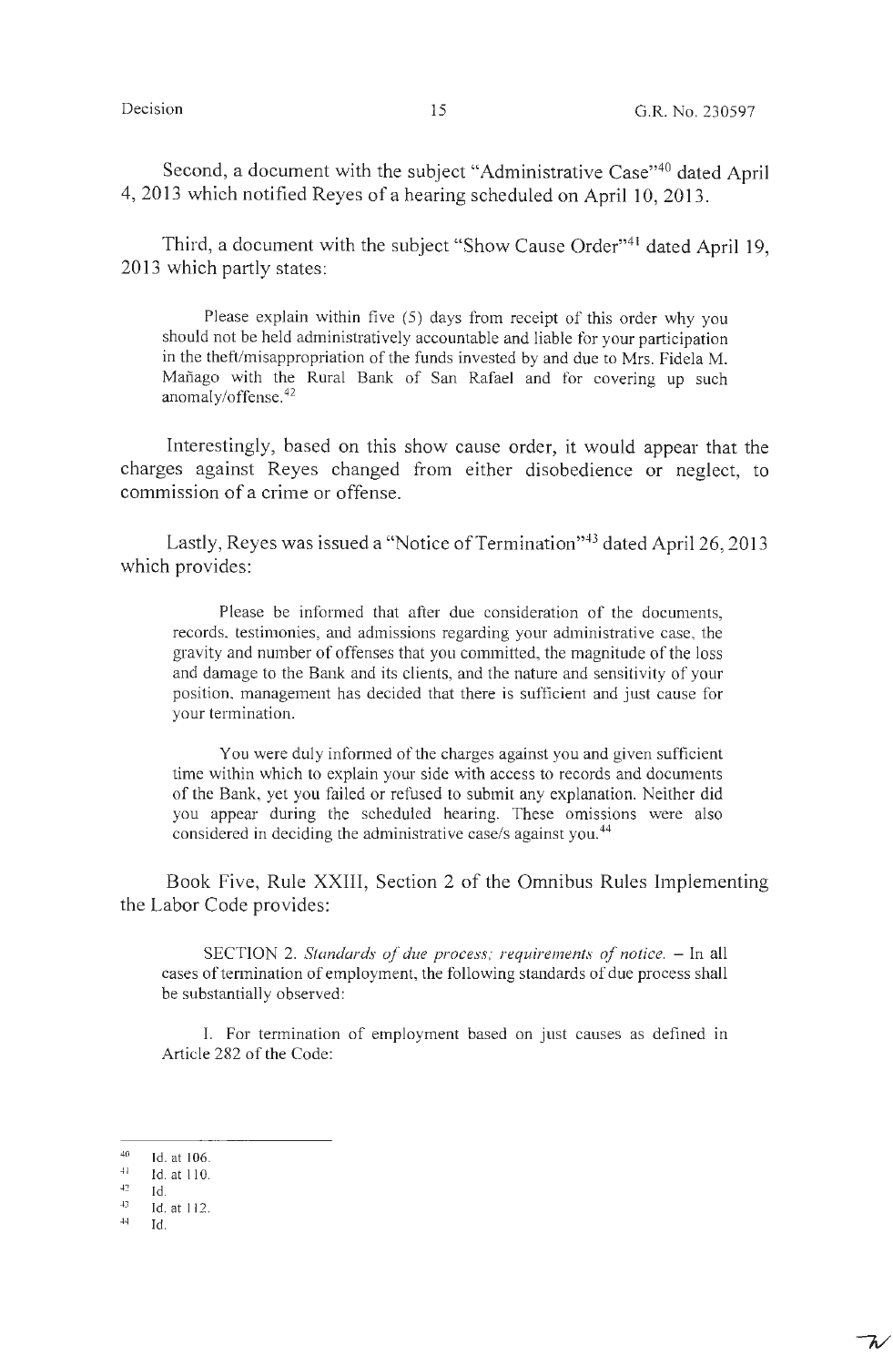Second, a document with the subject "Administrative Case"[40] dated April 4, 2013 which notified Reyes of a hearing scheduled on April 10, 2013.

Third, a document with the subject "Show Cause Order"[41] dated April 19, 2013 which partly states:

> Please explain within five (5) days from receipt of this order why you should not be held administratively accountable and liable for your participation in the theft/misappropriation of the funds invested by and due to Mrs. Fidela M. Mañago with the Rural Bank of San Rafael and for covering up such anomaly/offense.[42]

Interestingly, based on this show cause order, it would appear that the charges against Reyes changed from either disobedience or neglect, to commission of a crime or offense.

Lastly, Reyes was issued a "Notice of Termination"[43] dated April 26, 2013 which provides:

> Please be informed that after due consideration of the documents, records, testimonies, and admissions regarding your administrative case, the gravity and number of offenses that you committed, the magnitude of the loss and damage to the Bank and its clients, and the nature and sensitivity of your position, management has decided that there is sufficient and just cause for your termination.
>
> You were duly informed of the charges against you and given sufficient time within which to explain your side with access to records and documents of the Bank, yet you failed or refused to submit any explanation. Neither did you appear during the scheduled hearing. These omissions were also considered in deciding the administrative case/s against you.[44]

Book Five, Rule XXIII, Section 2 of the Omnibus Rules Implementing the Labor Code provides:

> SECTION 2. *Standards of due process; requirements of notice.* – In all cases of termination of employment, the following standards of due process shall be substantially observed:
>
> I. For termination of employment based on just causes as defined in Article 282 of the Code:

---

[40] Id. at 106.

[41] Id. at 110.

[42] Id.

[43] Id. at 112.

[44] Id.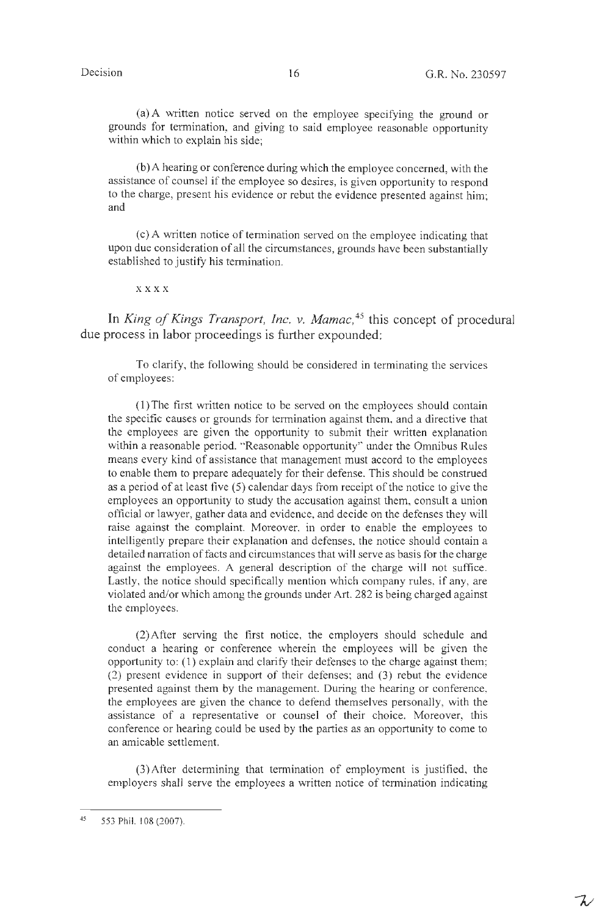(a) A written notice served on the employee specifying the ground or grounds for termination, and giving to said employee reasonable opportunity within which to explain his side;

(b) A hearing or conference during which the employee concerned, with the assistance of counsel if the employee so desires, is given opportunity to respond to the charge, present his evidence or rebut the evidence presented against him; and

(c) A written notice of termination served on the employee indicating that upon due consideration of all the circumstances, grounds have been substantially established to justify his termination.

x x x x

In *King of Kings Transport, Inc. v. Mamac,*[45] this concept of procedural due process in labor proceedings is further expounded:

To clarify, the following should be considered in terminating the services of employees:

(1) The first written notice to be served on the employees should contain the specific causes or grounds for termination against them, and a directive that the employees are given the opportunity to submit their written explanation within a reasonable period. "Reasonable opportunity" under the Omnibus Rules means every kind of assistance that management must accord to the employees to enable them to prepare adequately for their defense. This should be construed as a period of at least five (5) calendar days from receipt of the notice to give the employees an opportunity to study the accusation against them, consult a union official or lawyer, gather data and evidence, and decide on the defenses they will raise against the complaint. Moreover, in order to enable the employees to intelligently prepare their explanation and defenses, the notice should contain a detailed narration of facts and circumstances that will serve as basis for the charge against the employees. A general description of the charge will not suffice. Lastly, the notice should specifically mention which company rules, if any, are violated and/or which among the grounds under Art. 282 is being charged against the employees.

(2) After serving the first notice, the employers should schedule and conduct a hearing or conference wherein the employees will be given the opportunity to: (1) explain and clarify their defenses to the charge against them; (2) present evidence in support of their defenses; and (3) rebut the evidence presented against them by the management. During the hearing or conference, the employees are given the chance to defend themselves personally, with the assistance of a representative or counsel of their choice. Moreover, this conference or hearing could be used by the parties as an opportunity to come to an amicable settlement.

(3) After determining that termination of employment is justified, the employers shall serve the employees a written notice of termination indicating

---

[45] 553 Phil. 108 (2007).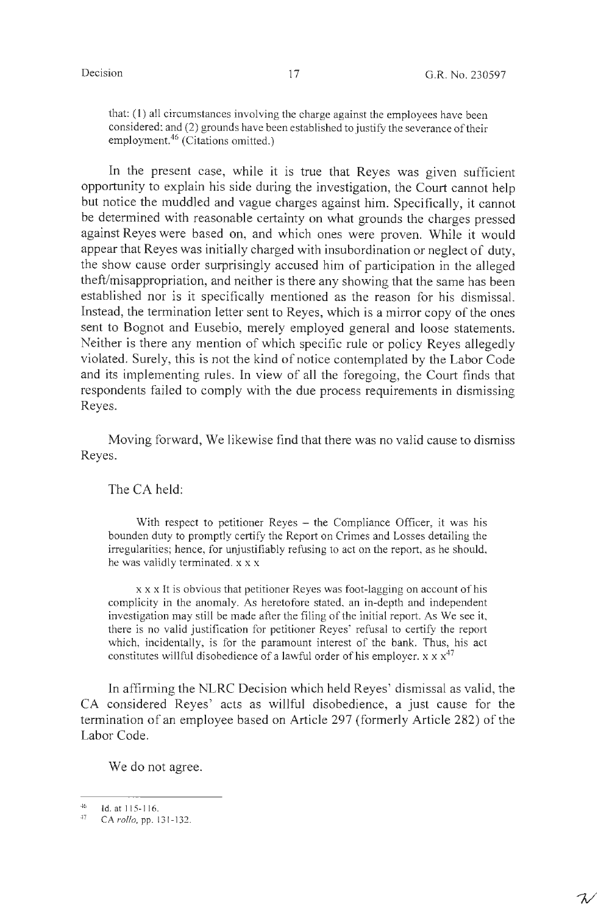that: (1) all circumstances involving the charge against the employees have been considered: and (2) grounds have been established to justify the severance of their employment.[46] (Citations omitted.)

In the present case, while it is true that Reyes was given sufficient opportunity to explain his side during the investigation, the Court cannot help but notice the muddled and vague charges against him. Specifically, it cannot be determined with reasonable certainty on what grounds the charges pressed against Reyes were based on, and which ones were proven. While it would appear that Reyes was initially charged with insubordination or neglect of duty, the show cause order surprisingly accused him of participation in the alleged theft/misappropriation, and neither is there any showing that the same has been established nor is it specifically mentioned as the reason for his dismissal. Instead, the termination letter sent to Reyes, which is a mirror copy of the ones sent to Bognot and Eusebio, merely employed general and loose statements. Neither is there any mention of which specific rule or policy Reyes allegedly violated. Surely, this is not the kind of notice contemplated by the Labor Code and its implementing rules. In view of all the foregoing, the Court finds that respondents failed to comply with the due process requirements in dismissing Reyes.

Moving forward, We likewise find that there was no valid cause to dismiss Reyes.

The CA held:

> With respect to petitioner Reyes – the Compliance Officer, it was his bounden duty to promptly certify the Report on Crimes and Losses detailing the irregularities; hence, for unjustifiably refusing to act on the report, as he should, he was validly terminated. x x x
>
> x x x It is obvious that petitioner Reyes was foot-lagging on account of his complicity in the anomaly. As heretofore stated, an in-depth and independent investigation may still be made after the filing of the initial report. As We see it, there is no valid justification for petitioner Reyes' refusal to certify the report which, incidentally, is for the paramount interest of the bank. Thus, his act constitutes willful disobedience of a lawful order of his employer. x x x[47]

In affirming the NLRC Decision which held Reyes' dismissal as valid, the CA considered Reyes' acts as willful disobedience, a just cause for the termination of an employee based on Article 297 (formerly Article 282) of the Labor Code.

We do not agree.

---

[46] Id. at 115-116.

[47] CA *rollo*, pp. 131-132.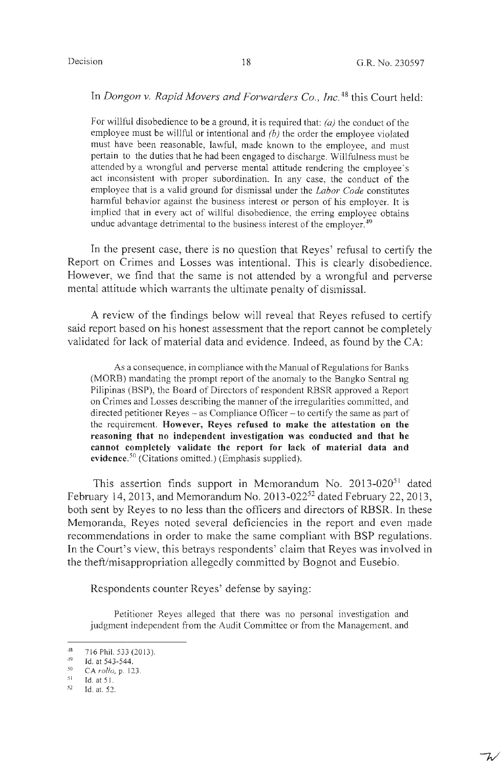In *Dongon v. Rapid Movers and Forwarders Co., Inc.*[48] this Court held:

> For willful disobedience to be a ground, it is required that: *(a)* the conduct of the employee must be willful or intentional and *(b)* the order the employee violated must have been reasonable, lawful, made known to the employee, and must pertain to the duties that he had been engaged to discharge. Willfulness must be attended by a wrongful and perverse mental attitude rendering the employee's act inconsistent with proper subordination. In any case, the conduct of the employee that is a valid ground for dismissal under the *Labor Code* constitutes harmful behavior against the business interest or person of his employer. It is implied that in every act of willful disobedience, the erring employee obtains undue advantage detrimental to the business interest of the employer.[49]

In the present case, there is no question that Reyes' refusal to certify the Report on Crimes and Losses was intentional. This is clearly disobedience. However, we find that the same is not attended by a wrongful and perverse mental attitude which warrants the ultimate penalty of dismissal.

A review of the findings below will reveal that Reyes refused to certify said report based on his honest assessment that the report cannot be completely validated for lack of material data and evidence. Indeed, as found by the CA:

> As a consequence, in compliance with the Manual of Regulations for Banks (MORB) mandating the prompt report of the anomaly to the Bangko Sentral ng Pilipinas (BSP), the Board of Directors of respondent RBSR approved a Report on Crimes and Losses describing the manner of the irregularities committed, and directed petitioner Reyes – as Compliance Officer – to certify the same as part of the requirement. **However, Reyes refused to make the attestation on the reasoning that no independent investigation was conducted and that he cannot completely validate the report for lack of material data and evidence.**[50] (Citations omitted.) (Emphasis supplied).

This assertion finds support in Memorandum No. 2013-020[51] dated February 14, 2013, and Memorandum No. 2013-022[52] dated February 22, 2013, both sent by Reyes to no less than the officers and directors of RBSR. In these Memoranda, Reyes noted several deficiencies in the report and even made recommendations in order to make the same compliant with BSP regulations. In the Court's view, this betrays respondents' claim that Reyes was involved in the theft/misappropriation allegedly committed by Bognot and Eusebio.

Respondents counter Reyes' defense by saying:

> Petitioner Reyes alleged that there was no personal investigation and judgment independent from the Audit Committee or from the Management, and

---

[48] 716 Phil. 533 (2013).

[49] Id. at 543-544.

[50] CA *rollo*, p. 123.

[51] Id. at 51.

[52] Id. at. 52.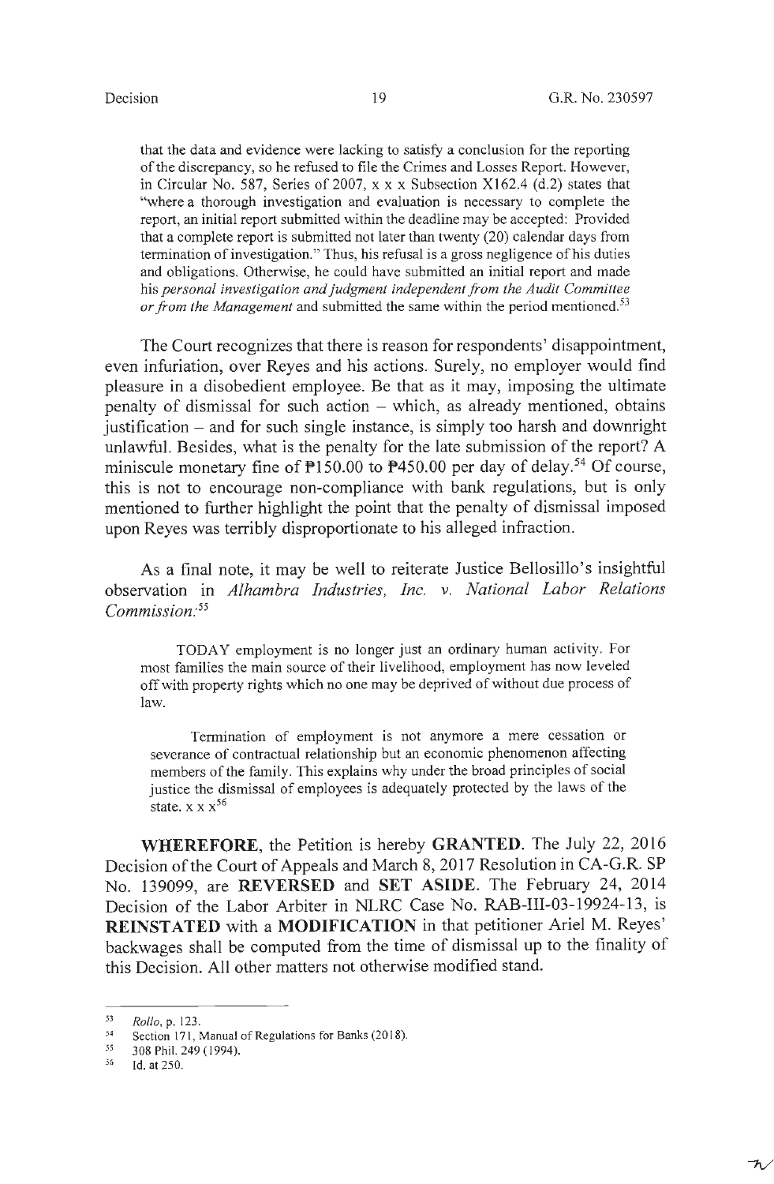> that the data and evidence were lacking to satisfy a conclusion for the reporting of the discrepancy, so he refused to file the Crimes and Losses Report. However, in Circular No. 587, Series of 2007, x x x Subsection X162.4 (d.2) states that "where a thorough investigation and evaluation is necessary to complete the report, an initial report submitted within the deadline may be accepted: Provided that a complete report is submitted not later than twenty (20) calendar days from termination of investigation." Thus, his refusal is a gross negligence of his duties and obligations. Otherwise, he could have submitted an initial report and made his *personal investigation and judgment independent from the Audit Committee or from the Management* and submitted the same within the period mentioned.[53]

The Court recognizes that there is reason for respondents' disappointment, even infuriation, over Reyes and his actions. Surely, no employer would find pleasure in a disobedient employee. Be that as it may, imposing the ultimate penalty of dismissal for such action – which, as already mentioned, obtains justification – and for such single instance, is simply too harsh and downright unlawful. Besides, what is the penalty for the late submission of the report? A miniscule monetary fine of ₱150.00 to ₱450.00 per day of delay.[54] Of course, this is not to encourage non-compliance with bank regulations, but is only mentioned to further highlight the point that the penalty of dismissal imposed upon Reyes was terribly disproportionate to his alleged infraction.

As a final note, it may be well to reiterate Justice Bellosillo's insightful observation in *Alhambra Industries, Inc. v. National Labor Relations Commission*:[55]

> TODAY employment is no longer just an ordinary human activity. For most families the main source of their livelihood, employment has now leveled off with property rights which no one may be deprived of without due process of law.
>
> Termination of employment is not anymore a mere cessation or severance of contractual relationship but an economic phenomenon affecting members of the family. This explains why under the broad principles of social justice the dismissal of employees is adequately protected by the laws of the state. x x x[56]

**WHEREFORE**, the Petition is hereby **GRANTED**. The July 22, 2016 Decision of the Court of Appeals and March 8, 2017 Resolution in CA-G.R. SP No. 139099, are **REVERSED** and **SET ASIDE**. The February 24, 2014 Decision of the Labor Arbiter in NLRC Case No. RAB-III-03-19924-13, is **REINSTATED** with a **MODIFICATION** in that petitioner Ariel M. Reyes' backwages shall be computed from the time of dismissal up to the finality of this Decision. All other matters not otherwise modified stand.

---

[53] *Rollo*, p. 123.

[54] Section 171, Manual of Regulations for Banks (2018).

[55] 308 Phil. 249 (1994).

[56] Id. at 250.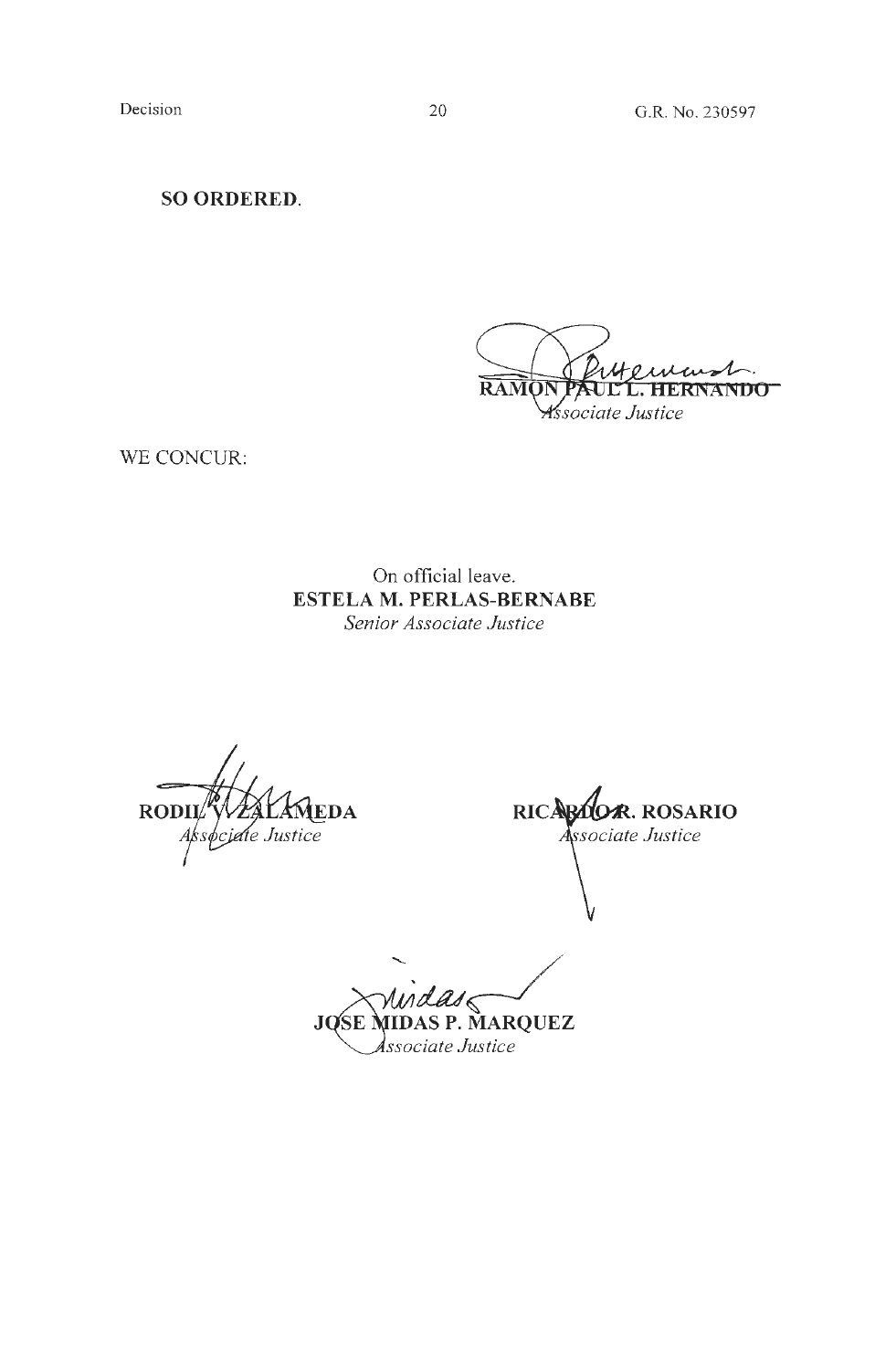**SO ORDERED.**

**RAMON PAUL L. HERNANDO**
*Associate Justice*

WE CONCUR:

On official leave.
**ESTELA M. PERLAS-BERNABE**
*Senior Associate Justice*

**RODIL V. ZALAMEDA**
*Associate Justice*

**RICARDO R. ROSARIO**
*Associate Justice*

**JOSE MIDAS P. MARQUEZ**
*Associate Justice*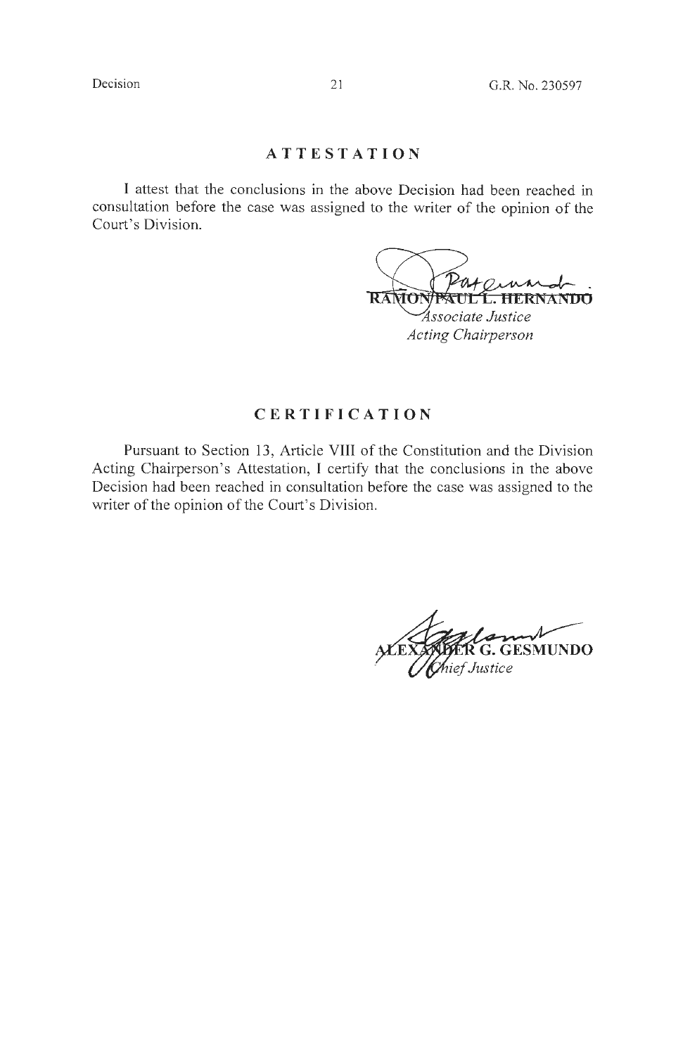## ATTESTATION

I attest that the conclusions in the above Decision had been reached in consultation before the case was assigned to the writer of the opinion of the Court's Division.

**RAMON PAUL L. HERNANDO**
*Associate Justice*
*Acting Chairperson*

## CERTIFICATION

Pursuant to Section 13, Article VIII of the Constitution and the Division Acting Chairperson's Attestation, I certify that the conclusions in the above Decision had been reached in consultation before the case was assigned to the writer of the opinion of the Court's Division.

**ALEXANDER G. GESMUNDO**
*Chief Justice*